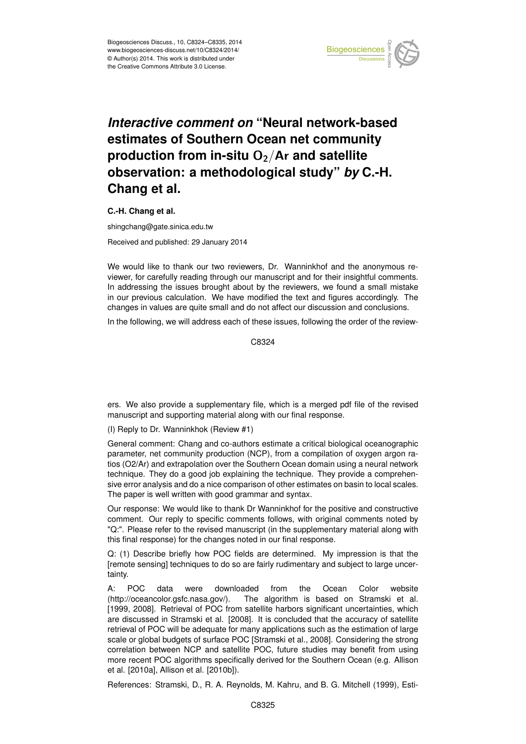# *Interactive comment on* "Neural network-based estimates of Southern Ocean net community production from in-situ $O_2/Ar$ and satellite observation: a methodological study" *by* C.-H. Chang et al.

**C.-H. Chang et al.**

shingchang@gate.sinica.edu.tw

Received and published: 29 January 2014

We would like to thank our two reviewers, Dr. Wanninkhof and the anonymous reviewer, for carefully reading through our manuscript and for their insightful comments. In addressing the issues brought about by the reviewers, we found a small mistake in our previous calculation. We have modified the text and figures accordingly. The changes in values are quite small and do not affect our discussion and conclusions.

In the following, we will address each of these issues, following the order of the reviewers. We also provide a supplementary file, which is a merged pdf file of the revised manuscript and supporting material along with our final response.

(I) Reply to Dr. Wanninkhok (Review #1)

General comment: Chang and co-authors estimate a critical biological oceanographic parameter, net community production (NCP), from a compilation of oxygen argon ratios (O2/Ar) and extrapolation over the Southern Ocean domain using a neural network technique. They do a good job explaining the technique. They provide a comprehensive error analysis and do a nice comparison of other estimates on basin to local scales. The paper is well written with good grammar and syntax.

Our response: We would like to thank Dr Wanninkhof for the positive and constructive comment. Our reply to specific comments follows, with original comments noted by "Q:". Please refer to the revised manuscript (in the supplementary material along with this final response) for the changes noted in our final response.

Q: (1) Describe briefly how POC fields are determined. My impression is that the [remote sensing] techniques to do so are fairly rudimentary and subject to large uncertainty.

A: POC data were downloaded from the Ocean Color website (http://oceancolor.gsfc.nasa.gov/). The algorithm is based on Stramski et al. [1999, 2008]. Retrieval of POC from satellite harbors significant uncertainties, which are discussed in Stramski et al. [2008]. It is concluded that the accuracy of satellite retrieval of POC will be adequate for many applications such as the estimation of large scale or global budgets of surface POC [Stramski et al., 2008]. Considering the strong correlation between NCP and satellite POC, future studies may benefit from using more recent POC algorithms specifically derived for the Southern Ocean (e.g. Allison et al. [2010a], Allison et al. [2010b]).

References: Stramski, D., R. A. Reynolds, M. Kahru, and B. G. Mitchell (1999), Esti-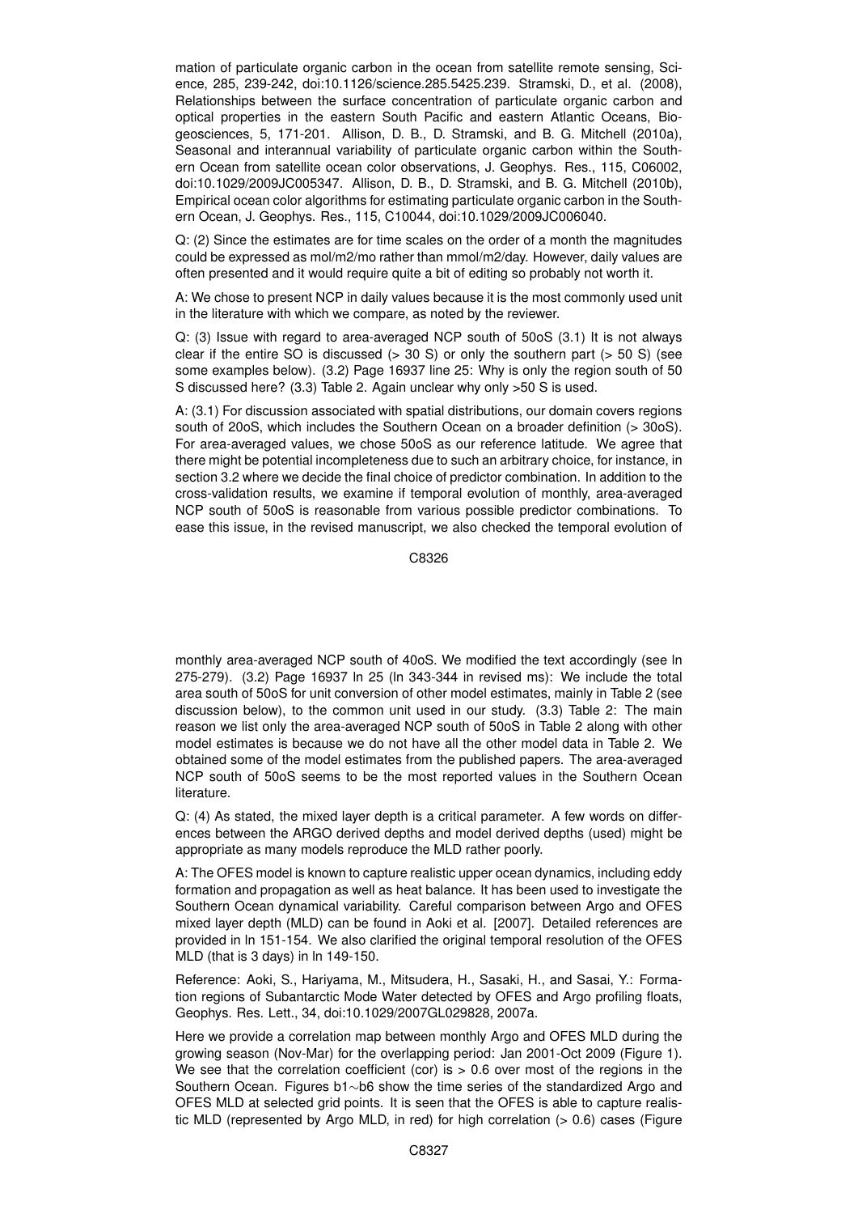mation of particulate organic carbon in the ocean from satellite remote sensing, Science, 285, 239-242, doi:10.1126/science.285.5425.239. Stramski, D., et al. (2008), Relationships between the surface concentration of particulate organic carbon and optical properties in the eastern South Pacific and eastern Atlantic Oceans, Biogeosciences, 5, 171-201. Allison, D. B., D. Stramski, and B. G. Mitchell (2010a), Seasonal and interannual variability of particulate organic carbon within the Southern Ocean from satellite ocean color observations, J. Geophys. Res., 115, C06002, doi:10.1029/2009JC005347. Allison, D. B., D. Stramski, and B. G. Mitchell (2010b), Empirical ocean color algorithms for estimating particulate organic carbon in the Southern Ocean, J. Geophys. Res., 115, C10044, doi:10.1029/2009JC006040.

Q: (2) Since the estimates are for time scales on the order of a month the magnitudes could be expressed as mol/m2/mo rather than mmol/m2/day. However, daily values are often presented and it would require quite a bit of editing so probably not worth it.

A: We chose to present NCP in daily values because it is the most commonly used unit in the literature with which we compare, as noted by the reviewer.

Q: (3) Issue with regard to area-averaged NCP south of 50oS (3.1) It is not always clear if the entire SO is discussed (> 30 S) or only the southern part (> 50 S) (see some examples below). (3.2) Page 16937 line 25: Why is only the region south of 50 S discussed here? (3.3) Table 2. Again unclear why only >50 S is used.

A: (3.1) For discussion associated with spatial distributions, our domain covers regions south of 20oS, which includes the Southern Ocean on a broader definition (> 30oS). For area-averaged values, we chose 50oS as our reference latitude. We agree that there might be potential incompleteness due to such an arbitrary choice, for instance, in section 3.2 where we decide the final choice of predictor combination. In addition to the cross-validation results, we examine if temporal evolution of monthly, area-averaged NCP south of 50oS is reasonable from various possible predictor combinations. To ease this issue, in the revised manuscript, we also checked the temporal evolution of monthly area-averaged NCP south of 40oS. We modified the text accordingly (see ln 275-279). (3.2) Page 16937 ln 25 (ln 343-344 in revised ms): We include the total area south of 50oS for unit conversion of other model estimates, mainly in Table 2 (see discussion below), to the common unit used in our study. (3.3) Table 2: The main reason we list only the area-averaged NCP south of 50oS in Table 2 along with other model estimates is because we do not have all the other model data in Table 2. We obtained some of the model estimates from the published papers. The area-averaged NCP south of 50oS seems to be the most reported values in the Southern Ocean literature.

Q: (4) As stated, the mixed layer depth is a critical parameter. A few words on differences between the ARGO derived depths and model derived depths (used) might be appropriate as many models reproduce the MLD rather poorly.

A: The OFES model is known to capture realistic upper ocean dynamics, including eddy formation and propagation as well as heat balance. It has been used to investigate the Southern Ocean dynamical variability. Careful comparison between Argo and OFES mixed layer depth (MLD) can be found in Aoki et al. [2007]. Detailed references are provided in ln 151-154. We also clarified the original temporal resolution of the OFES MLD (that is 3 days) in ln 149-150.

Reference: Aoki, S., Hariyama, M., Mitsudera, H., Sasaki, H., and Sasai, Y.: Formation regions of Subantarctic Mode Water detected by OFES and Argo profiling floats, Geophys. Res. Lett., 34, doi:10.1029/2007GL029828, 2007a.

Here we provide a correlation map between monthly Argo and OFES MLD during the growing season (Nov-Mar) for the overlapping period: Jan 2001-Oct 2009 (Figure 1). We see that the correlation coefficient (cor) is > 0.6 over most of the regions in the Southern Ocean. Figures b1∼b6 show the time series of the standardized Argo and OFES MLD at selected grid points. It is seen that the OFES is able to capture realistic MLD (represented by Argo MLD, in red) for high correlation (> 0.6) cases (Figure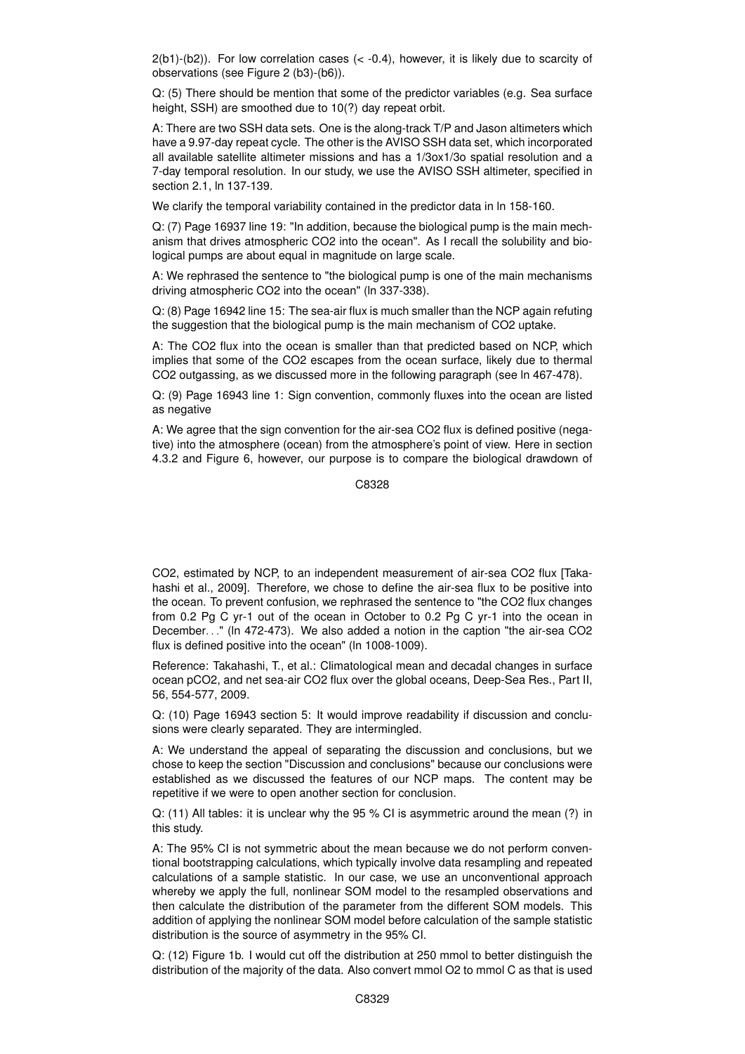2(b1)-(b2)). For low correlation cases (< -0.4), however, it is likely due to scarcity of observations (see Figure 2 (b3)-(b6)).

Q: (5) There should be mention that some of the predictor variables (e.g. Sea surface height, SSH) are smoothed due to 10(?) day repeat orbit.

A: There are two SSH data sets. One is the along-track T/P and Jason altimeters which have a 9.97-day repeat cycle. The other is the AVISO SSH data set, which incorporated all available satellite altimeter missions and has a 1/3ox1/3o spatial resolution and a 7-day temporal resolution. In our study, we use the AVISO SSH altimeter, specified in section 2.1, ln 137-139.

We clarify the temporal variability contained in the predictor data in ln 158-160.

Q: (7) Page 16937 line 19: "In addition, because the biological pump is the main mechanism that drives atmospheric $CO_2$ into the ocean". As I recall the solubility and biological pumps are about equal in magnitude on large scale.

A: We rephrased the sentence to "the biological pump is one of the main mechanisms driving atmospheric $CO_2$ into the ocean" (ln 337-338).

Q: (8) Page 16942 line 15: The sea-air flux is much smaller than the NCP again refuting the suggestion that the biological pump is the main mechanism of $CO_2$ uptake.

A: The $CO_2$ flux into the ocean is smaller than that predicted based on NCP, which implies that some of the $CO_2$ escapes from the ocean surface, likely due to thermal $CO_2$ outgassing, as we discussed more in the following paragraph (see ln 467-478).

Q: (9) Page 16943 line 1: Sign convention, commonly fluxes into the ocean are listed as negative

A: We agree that the sign convention for the air-sea $CO_2$ flux is defined positive (negative) into the atmosphere (ocean) from the atmosphere's point of view. Here in section 4.3.2 and Figure 6, however, our purpose is to compare the biological drawdown of $CO_2$, estimated by NCP, to an independent measurement of air-sea $CO_2$ flux [Takahashi et al., 2009]. Therefore, we chose to define the air-sea flux to be positive into the ocean. To prevent confusion, we rephrased the sentence to "the $CO_2$ flux changes from 0.2 Pg C yr-1 out of the ocean in October to 0.2 Pg C yr-1 into the ocean in December..." (ln 472-473). We also added a notion in the caption "the air-sea $CO_2$ flux is defined positive into the ocean" (ln 1008-1009).

Reference: Takahashi, T., et al.: Climatological mean and decadal changes in surface ocean p$CO_2$, and net sea-air $CO_2$ flux over the global oceans, Deep-Sea Res., Part II, 56, 554-577, 2009.

Q: (10) Page 16943 section 5: It would improve readability if discussion and conclusions were clearly separated. They are intermingled.

A: We understand the appeal of separating the discussion and conclusions, but we chose to keep the section "Discussion and conclusions" because our conclusions were established as we discussed the features of our NCP maps. The content may be repetitive if we were to open another section for conclusion.

Q: (11) All tables: it is unclear why the 95 % CI is asymmetric around the mean (?) in this study.

A: The 95% CI is not symmetric about the mean because we do not perform conventional bootstrapping calculations, which typically involve data resampling and repeated calculations of a sample statistic. In our case, we use an unconventional approach whereby we apply the full, nonlinear SOM model to the resampled observations and then calculate the distribution of the parameter from the different SOM models. This addition of applying the nonlinear SOM model before calculation of the sample statistic distribution is the source of asymmetry in the 95% CI.

Q: (12) Figure 1b. I would cut off the distribution at 250 mmol to better distinguish the distribution of the majority of the data. Also convert mmol $O_2$ to mmol C as that is used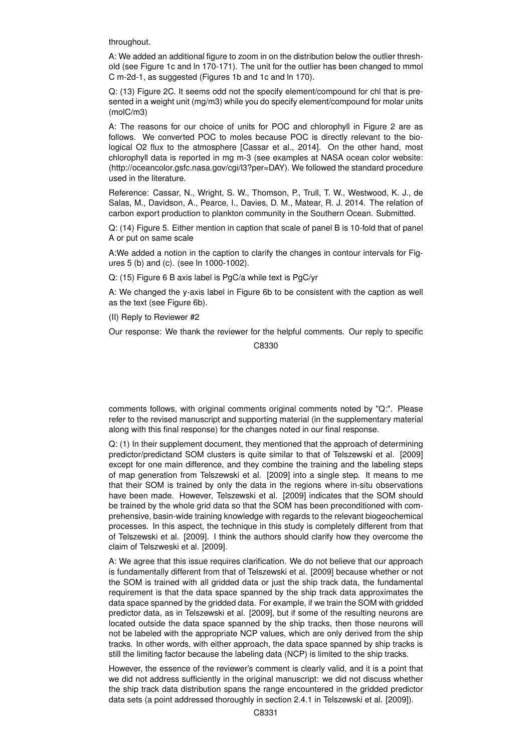throughout.

A: We added an additional figure to zoom in on the distribution below the outlier threshold (see Figure 1c and ln 170-171). The unit for the outlier has been changed to mmol C m-2d-1, as suggested (Figures 1b and 1c and ln 170).

Q: (13) Figure 2C. It seems odd not the specify element/compound for chl that is presented in a weight unit (mg/m3) while you do specify element/compound for molar units (molC/m3)

A: The reasons for our choice of units for POC and chlorophyll in Figure 2 are as follows. We converted POC to moles because POC is directly relevant to the biological O2 flux to the atmosphere [Cassar et al., 2014]. On the other hand, most chlorophyll data is reported in mg m-3 (see examples at NASA ocean color website: (http://oceancolor.gsfc.nasa.gov/cgi/l3?per=DAY). We followed the standard procedure used in the literature.

Reference: Cassar, N., Wright, S. W., Thomson, P., Trull, T. W., Westwood, K. J., de Salas, M., Davidson, A., Pearce, I., Davies, D. M., Matear, R. J. 2014. The relation of carbon export production to plankton community in the Southern Ocean. Submitted.

Q: (14) Figure 5. Either mention in caption that scale of panel B is 10-fold that of panel A or put on same scale

A:We added a notion in the caption to clarify the changes in contour intervals for Figures 5 (b) and (c). (see ln 1000-1002).

Q: (15) Figure 6 B axis label is PgC/a while text is PgC/yr

A: We changed the y-axis label in Figure 6b to be consistent with the caption as well as the text (see Figure 6b).

(II) Reply to Reviewer #2

Our response: We thank the reviewer for the helpful comments. Our reply to specific comments follows, with original comments original comments noted by "Q:". Please refer to the revised manuscript and supporting material (in the supplementary material along with this final response) for the changes noted in our final response.

Q: (1) In their supplement document, they mentioned that the approach of determining predictor/predictand SOM clusters is quite similar to that of Telszewski et al. [2009] except for one main difference, and they combine the training and the labeling steps of map generation from Telszewski et al. [2009] into a single step. It means to me that their SOM is trained by only the data in the regions where in-situ observations have been made. However, Telszewski et al. [2009] indicates that the SOM should be trained by the whole grid data so that the SOM has been preconditioned with comprehensive, basin-wide training knowledge with regards to the relevant biogeochemical processes. In this aspect, the technique in this study is completely different from that of Telszewski et al. [2009]. I think the authors should clarify how they overcome the claim of Telszweski et al. [2009].

A: We agree that this issue requires clarification. We do not believe that our approach is fundamentally different from that of Telszewski et al. [2009] because whether or not the SOM is trained with all gridded data or just the ship track data, the fundamental requirement is that the data space spanned by the ship track data approximates the data space spanned by the gridded data. For example, if we train the SOM with gridded predictor data, as in Telszewski et al. [2009], but if some of the resulting neurons are located outside the data space spanned by the ship tracks, then those neurons will not be labeled with the appropriate NCP values, which are only derived from the ship tracks. In other words, with either approach, the data space spanned by ship tracks is still the limiting factor because the labeling data (NCP) is limited to the ship tracks.

However, the essence of the reviewer's comment is clearly valid, and it is a point that we did not address sufficiently in the original manuscript: we did not discuss whether the ship track data distribution spans the range encountered in the gridded predictor data sets (a point addressed thoroughly in section 2.4.1 in Telszewski et al. [2009]).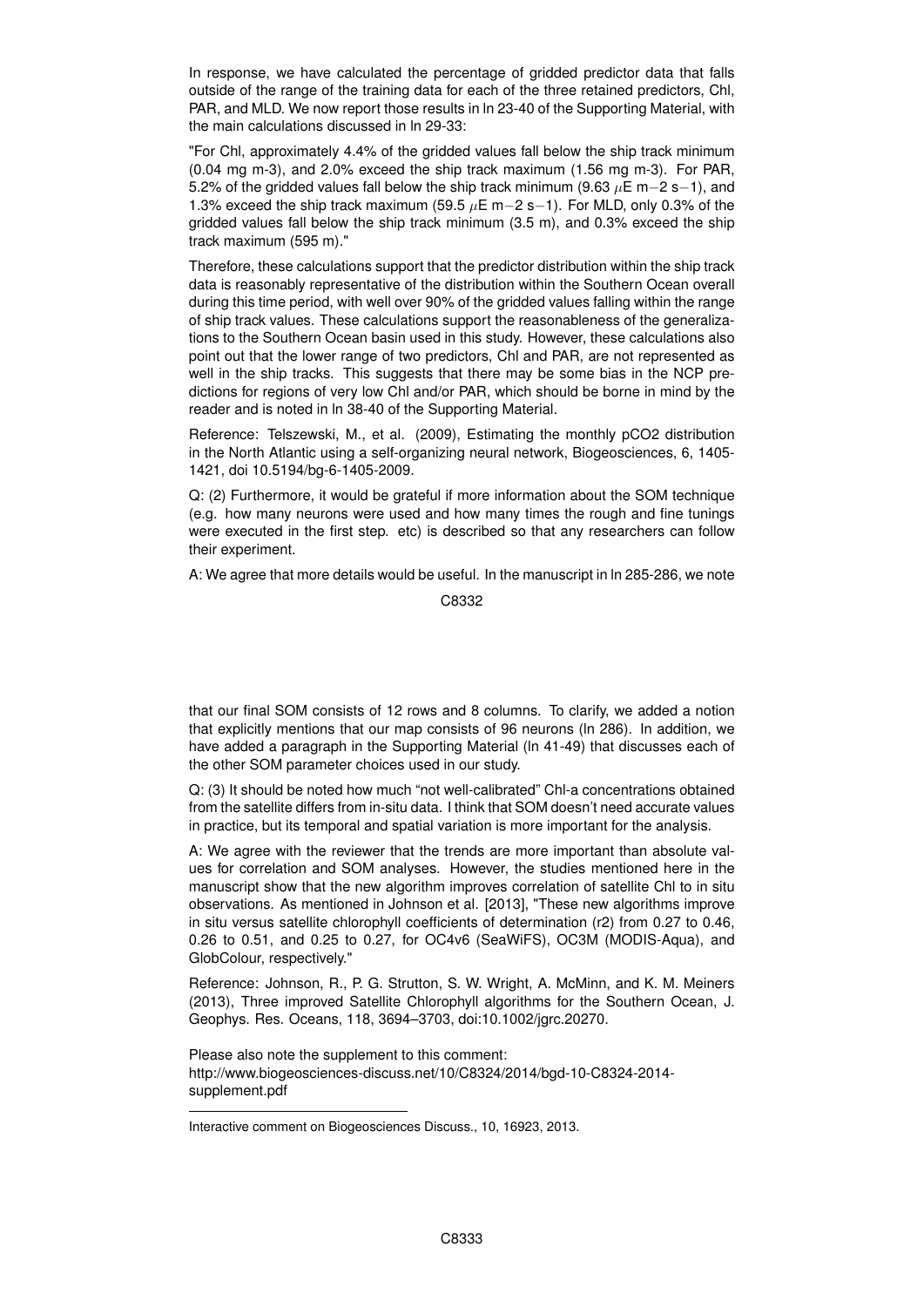In response, we have calculated the percentage of gridded predictor data that falls outside of the range of the training data for each of the three retained predictors, Chl, PAR, and MLD. We now report those results in ln 23-40 of the Supporting Material, with the main calculations discussed in ln 29-33:

"For Chl, approximately 4.4% of the gridded values fall below the ship track minimum (0.04 mg m-3), and 2.0% exceed the ship track maximum (1.56 mg m-3). For PAR, 5.2% of the gridded values fall below the ship track minimum (9.63 $\mu$E m−2 s−1), and 1.3% exceed the ship track maximum (59.5 $\mu$E m−2 s−1). For MLD, only 0.3% of the gridded values fall below the ship track minimum (3.5 m), and 0.3% exceed the ship track maximum (595 m)."

Therefore, these calculations support that the predictor distribution within the ship track data is reasonably representative of the distribution within the Southern Ocean overall during this time period, with well over 90% of the gridded values falling within the range of ship track values. These calculations support the reasonableness of the generalizations to the Southern Ocean basin used in this study. However, these calculations also point out that the lower range of two predictors, Chl and PAR, are not represented as well in the ship tracks. This suggests that there may be some bias in the NCP predictions for regions of very low Chl and/or PAR, which should be borne in mind by the reader and is noted in ln 38-40 of the Supporting Material.

Reference: Telszewski, M., et al. (2009), Estimating the monthly pCO2 distribution in the North Atlantic using a self-organizing neural network, Biogeosciences, 6, 1405-1421, doi 10.5194/bg-6-1405-2009.

Q: (2) Furthermore, it would be grateful if more information about the SOM technique (e.g. how many neurons were used and how many times the rough and fine tunings were executed in the first step. etc) is described so that any researchers can follow their experiment.

A: We agree that more details would be useful. In the manuscript in ln 285-286, we note that our final SOM consists of 12 rows and 8 columns. To clarify, we added a notion that explicitly mentions that our map consists of 96 neurons (ln 286). In addition, we have added a paragraph in the Supporting Material (ln 41-49) that discusses each of the other SOM parameter choices used in our study.

Q: (3) It should be noted how much "not well-calibrated" Chl-a concentrations obtained from the satellite differs from in-situ data. I think that SOM doesn't need accurate values in practice, but its temporal and spatial variation is more important for the analysis.

A: We agree with the reviewer that the trends are more important than absolute values for correlation and SOM analyses. However, the studies mentioned here in the manuscript show that the new algorithm improves correlation of satellite Chl to in situ observations. As mentioned in Johnson et al. [2013], "These new algorithms improve in situ versus satellite chlorophyll coefficients of determination ($r^2$) from 0.27 to 0.46, 0.26 to 0.51, and 0.25 to 0.27, for OC4v6 (SeaWiFS), OC3M (MODIS-Aqua), and GlobColour, respectively."

Reference: Johnson, R., P. G. Strutton, S. W. Wright, A. McMinn, and K. M. Meiners (2013), Three improved Satellite Chlorophyll algorithms for the Southern Ocean, J. Geophys. Res. Oceans, 118, 3694–3703, doi:10.1002/jgrc.20270.

Please also note the supplement to this comment:
http://www.biogeosciences-discuss.net/10/C8324/2014/bgd-10-C8324-2014-supplement.pdf

---

Interactive comment on Biogeosciences Discuss., 10, 16923, 2013.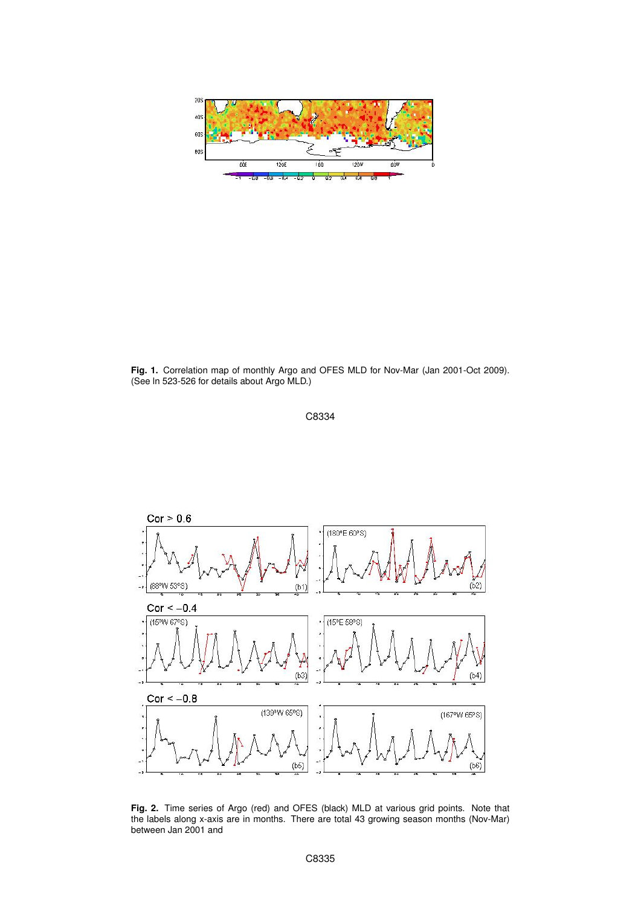20S

40S

60S

80S

60E 120E 180 120W 60W 0

-1 -0.8 -0.6 -0.4 -0.2 0 0.2 0.4 0.6 0.8 1

**Fig. 1.** Correlation map of monthly Argo and OFES MLD for Nov-Mar (Jan 2001-Oct 2009). (See ln 523-526 for details about Argo MLD.)

Cor > 0.6

(68°W 53°S) (b1)

(180°E 60°S) (b2)

Cor < −0.4

(15°W 67°S) (b3)

(15°E 58°S) (b4)

Cor < −0.8

(139°W 65°S) (b5)

(167°W 65°S) (b6)

**Fig. 2.** Time series of Argo (red) and OFES (black) MLD at various grid points. Note that the labels along x-axis are in months. There are total 43 growing season months (Nov-Mar) between Jan 2001 and